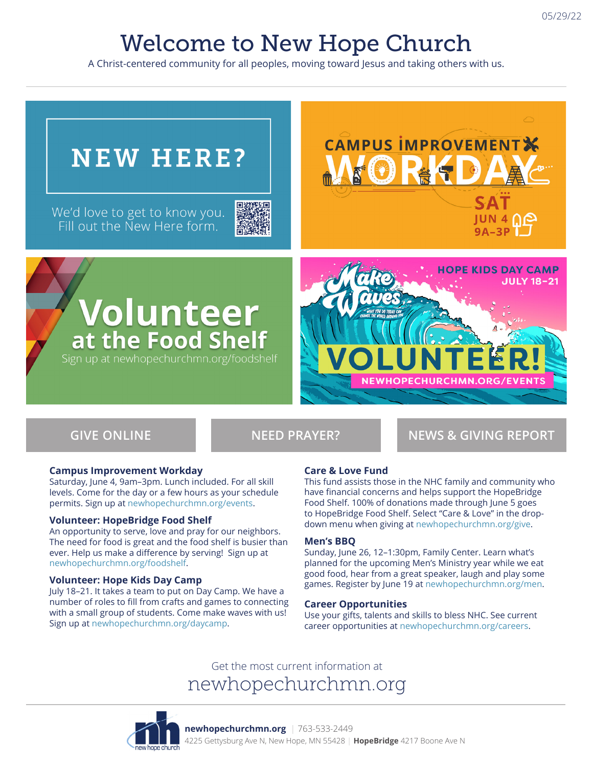05/29/22

# Welcome to New Hope Church

A Christ-centered community for all peoples, moving toward Jesus and taking others with us.

## NEW HERE?

We'd love to get to know you. Fill out the New Here form.

## CAMPUS IMPROVEMENT WORKDAY

SAT JUN 4 9A–3P

## Volunteer at the Food Shelf

Sign up at newhopechurchmn.org/foodshelf

## HOPE KIDS DAY CAMP

JULY 18–21

Make Waves — What you do today can change the world around you

VOLUNTEER!

NEWHOPECHURCHMN.ORG/EVENTS

GIVE ONLINE | NEED PRAYER? | NEWS & GIVING REPORT

### Campus Improvement Workday

Saturday, June 4, 9am–3pm. Lunch included. For all skill levels. Come for the day or a few hours as your schedule permits. Sign up at newhopechurchmn.org/events.

### Volunteer: HopeBridge Food Shelf

An opportunity to serve, love and pray for our neighbors. The need for food is great and the food shelf is busier than ever. Help us make a difference by serving! Sign up at newhopechurchmn.org/foodshelf.

### Volunteer: Hope Kids Day Camp

July 18–21. It takes a team to put on Day Camp. We have a number of roles to fill from crafts and games to connecting with a small group of students. Come make waves with us! Sign up at newhopechurchmn.org/daycamp.

### Care & Love Fund

This fund assists those in the NHC family and community who have financial concerns and helps support the HopeBridge Food Shelf. 100% of donations made through June 5 goes to HopeBridge Food Shelf. Select "Care & Love" in the drop-down menu when giving at newhopechurchmn.org/give.

### Men's BBQ

Sunday, June 26, 12–1:30pm, Family Center. Learn what's planned for the upcoming Men's Ministry year while we eat good food, hear from a great speaker, laugh and play some games. Register by June 19 at newhopechurchmn.org/men.

### Career Opportunities

Use your gifts, talents and skills to bless NHC. See current career opportunities at newhopechurchmn.org/careers.

Get the most current information at

newhopechurchmn.org

**newhopechurchmn.org** | 763-533-2449
4225 Gettysburg Ave N, New Hope, MN 55428 | **HopeBridge** 4217 Boone Ave N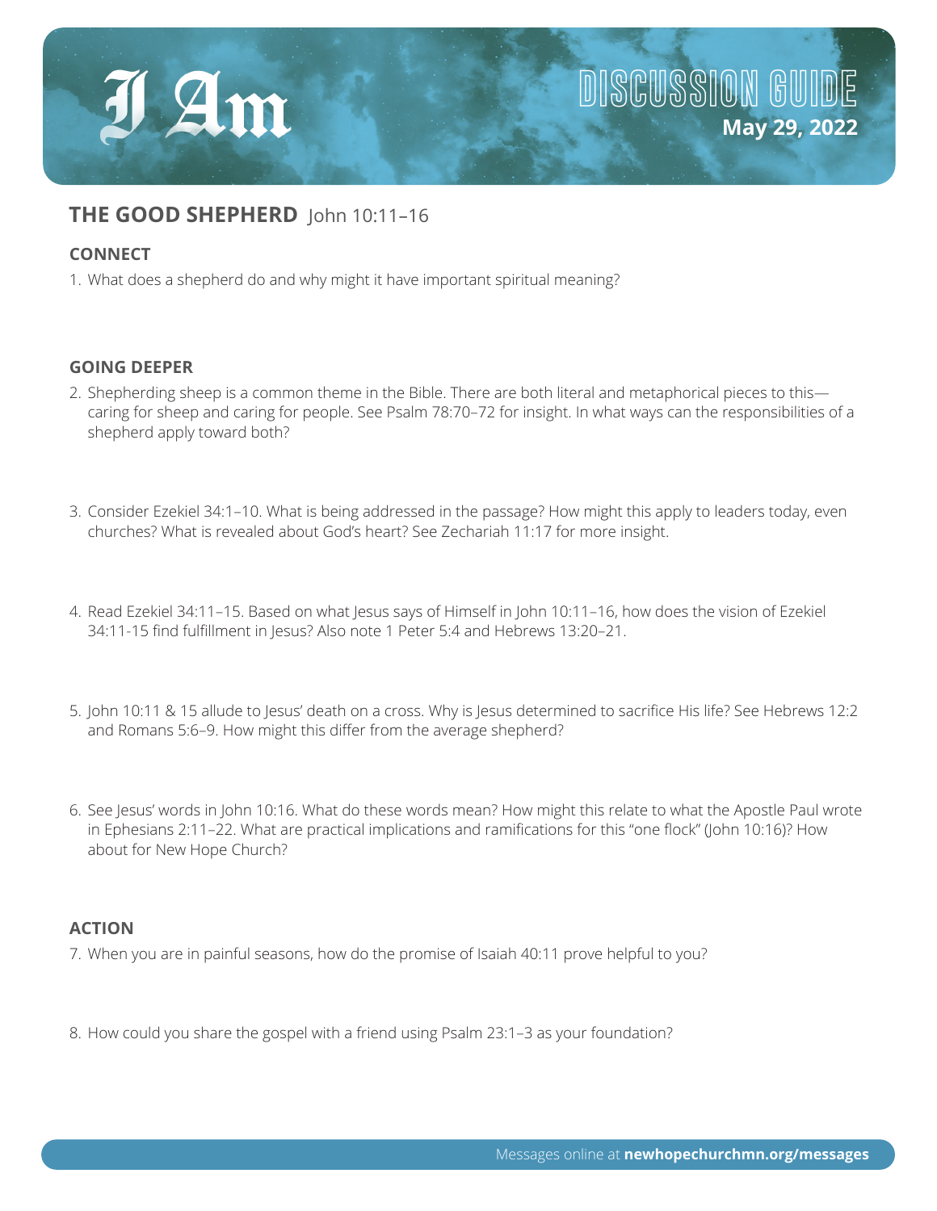# I Am

## DISCUSSION GUIDE

**May 29, 2022**

## THE GOOD SHEPHERD John 10:11–16

### CONNECT

1. What does a shepherd do and why might it have important spiritual meaning?

### GOING DEEPER

2. Shepherding sheep is a common theme in the Bible. There are both literal and metaphorical pieces to this—caring for sheep and caring for people. See Psalm 78:70–72 for insight. In what ways can the responsibilities of a shepherd apply toward both?

3. Consider Ezekiel 34:1–10. What is being addressed in the passage? How might this apply to leaders today, even churches? What is revealed about God's heart? See Zechariah 11:17 for more insight.

4. Read Ezekiel 34:11–15. Based on what Jesus says of Himself in John 10:11–16, how does the vision of Ezekiel 34:11-15 find fulfillment in Jesus? Also note 1 Peter 5:4 and Hebrews 13:20–21.

5. John 10:11 & 15 allude to Jesus' death on a cross. Why is Jesus determined to sacrifice His life? See Hebrews 12:2 and Romans 5:6–9. How might this differ from the average shepherd?

6. See Jesus' words in John 10:16. What do these words mean? How might this relate to what the Apostle Paul wrote in Ephesians 2:11–22. What are practical implications and ramifications for this "one flock" (John 10:16)? How about for New Hope Church?

### ACTION

7. When you are in painful seasons, how do the promise of Isaiah 40:11 prove helpful to you?

8. How could you share the gospel with a friend using Psalm 23:1–3 as your foundation?

Messages online at **newhopechurchmn.org/messages**